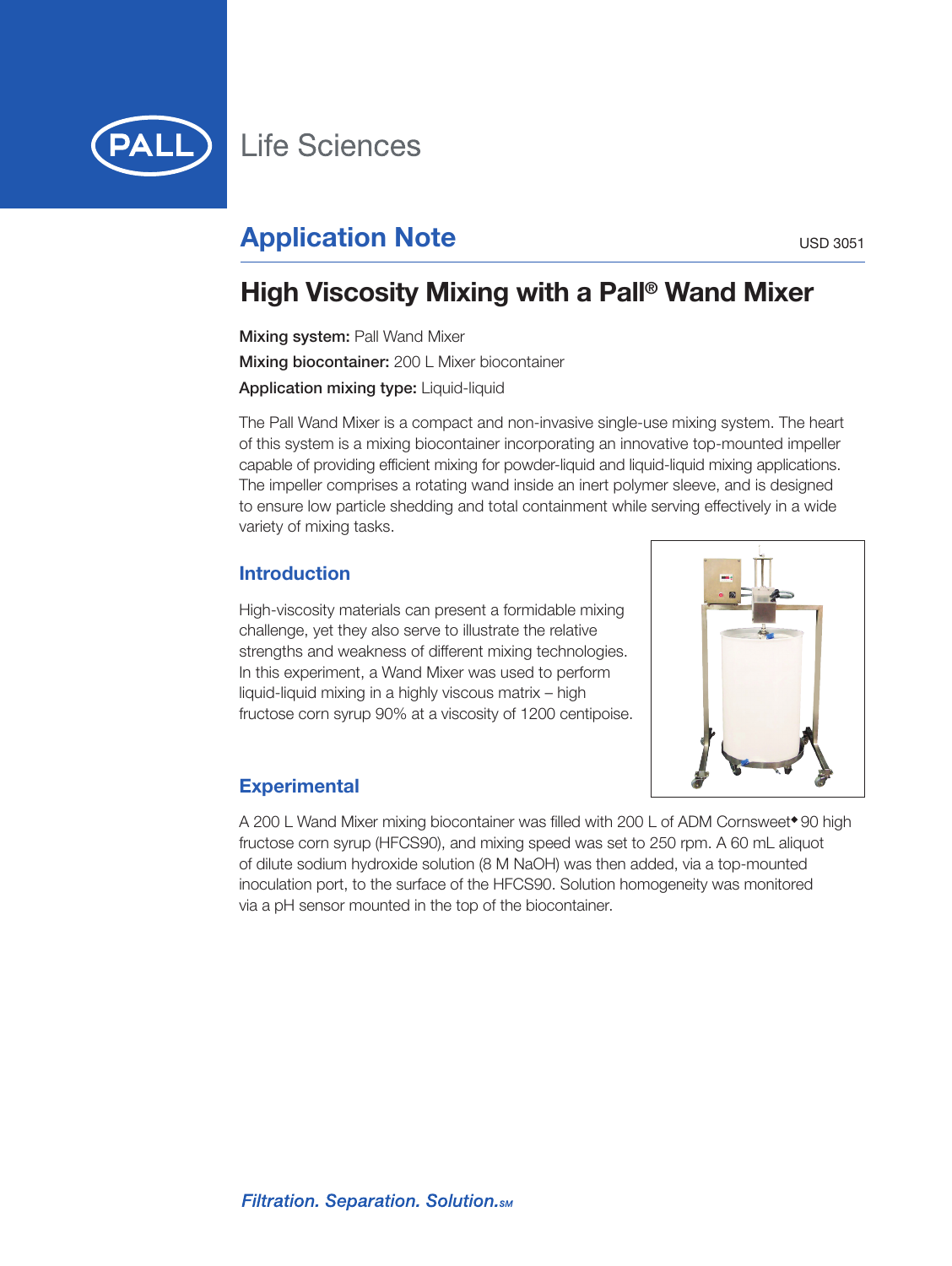PALL Life Sciences

## Application Note

USD 3051

# High Viscosity Mixing with a Pall® Wand Mixer

**Mixing system:** Pall Wand Mixer

**Mixing biocontainer:** 200 L Mixer biocontainer

**Application mixing type:** Liquid-liquid

The Pall Wand Mixer is a compact and non-invasive single-use mixing system. The heart of this system is a mixing biocontainer incorporating an innovative top-mounted impeller capable of providing efficient mixing for powder-liquid and liquid-liquid mixing applications. The impeller comprises a rotating wand inside an inert polymer sleeve, and is designed to ensure low particle shedding and total containment while serving effectively in a wide variety of mixing tasks.

## Introduction

High-viscosity materials can present a formidable mixing challenge, yet they also serve to illustrate the relative strengths and weakness of different mixing technologies. In this experiment, a Wand Mixer was used to perform liquid-liquid mixing in a highly viscous matrix – high fructose corn syrup 90% at a viscosity of 1200 centipoise.

## Experimental

A 200 L Wand Mixer mixing biocontainer was filled with 200 L of ADM Cornsweet◆ 90 high fructose corn syrup (HFCS90), and mixing speed was set to 250 rpm. A 60 mL aliquot of dilute sodium hydroxide solution (8 M NaOH) was then added, via a top-mounted inoculation port, to the surface of the HFCS90. Solution homogeneity was monitored via a pH sensor mounted in the top of the biocontainer.

*Filtration. Separation. Solution.* SM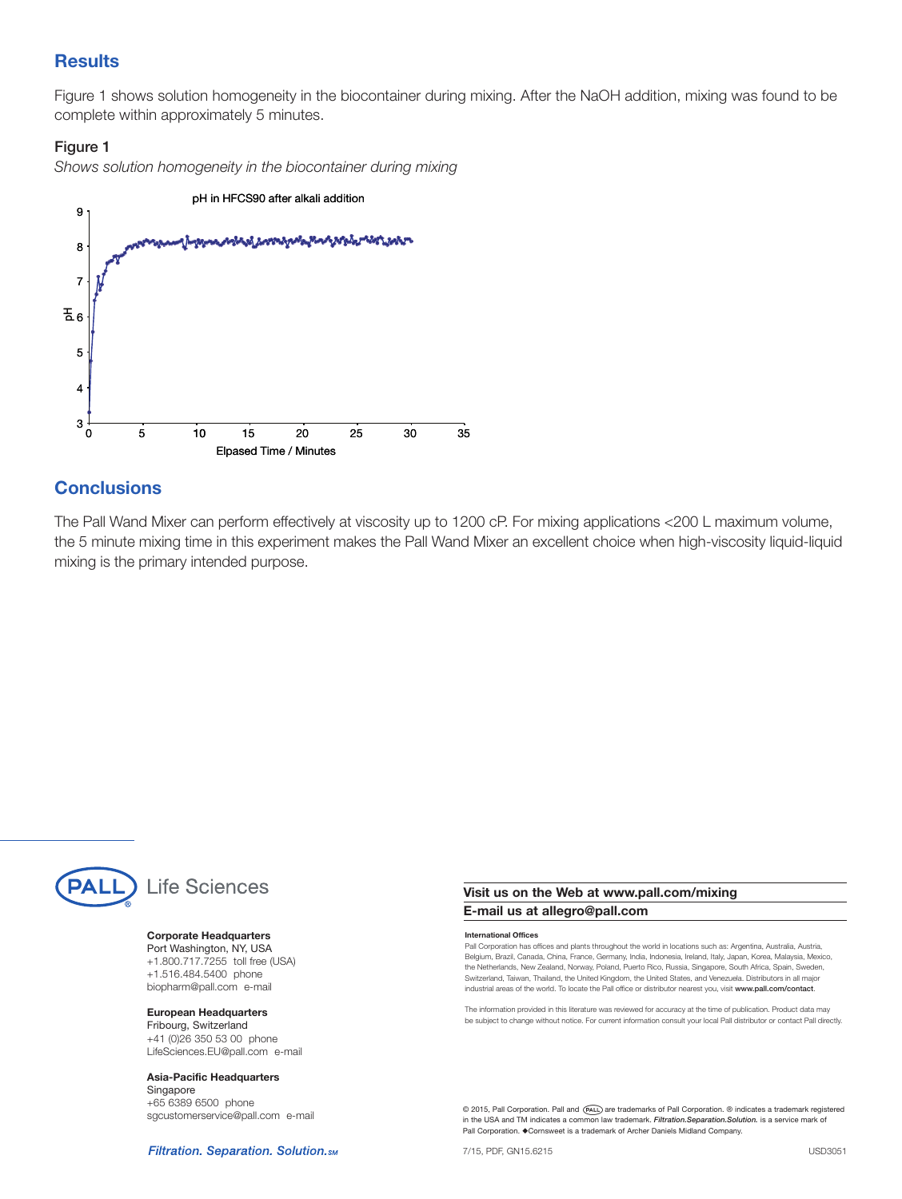## Results

Figure 1 shows solution homogeneity in the biocontainer during mixing. After the NaOH addition, mixing was found to be complete within approximately 5 minutes.

### Figure 1

*Shows solution homogeneity in the biocontainer during mixing*

pH in HFCS90 after alkali addition

pH

9
8
7
6
5
4
3

0 5 10 15 20 25 30 35

Elapsed Time / Minutes

## Conclusions

The Pall Wand Mixer can perform effectively at viscosity up to 1200 cP. For mixing applications <200 L maximum volume, the 5 minute mixing time in this experiment makes the Pall Wand Mixer an excellent choice when high-viscosity liquid-liquid mixing is the primary intended purpose.

PALL Life Sciences

**Corporate Headquarters**
Port Washington, NY, USA
+1.800.717.7255 toll free (USA)
+1.516.484.5400 phone
biopharm@pall.com e-mail

**European Headquarters**
Fribourg, Switzerland
+41 (0)26 350 53 00 phone
LifeSciences.EU@pall.com e-mail

**Asia-Pacific Headquarters**
Singapore
+65 6389 6500 phone
sgcustomerservice@pall.com e-mail

**Visit us on the Web at www.pall.com/mixing**
**E-mail us at allegro@pall.com**

**International Offices**
Pall Corporation has offices and plants throughout the world in locations such as: Argentina, Australia, Austria, Belgium, Brazil, Canada, China, France, Germany, India, Indonesia, Ireland, Italy, Japan, Korea, Malaysia, Mexico, the Netherlands, New Zealand, Norway, Poland, Puerto Rico, Russia, Singapore, South Africa, Spain, Sweden, Switzerland, Taiwan, Thailand, the United Kingdom, the United States, and Venezuela. Distributors in all major industrial areas of the world. To locate the Pall office or distributor nearest you, visit **www.pall.com/contact**.

The information provided in this literature was reviewed for accuracy at the time of publication. Product data may be subject to change without notice. For current information consult your local Pall distributor or contact Pall directly.

© 2015, Pall Corporation. Pall and (PALL) are trademarks of Pall Corporation. ® indicates a trademark registered in the USA and TM indicates a common law trademark. ***Filtration.Separation.Solution.*** is a service mark of Pall Corporation. ♦Cornsweet is a trademark of Archer Daniels Midland Company.

***Filtration. Separation. Solution.SM***

7/15, PDF, GN15.6215

USD3051